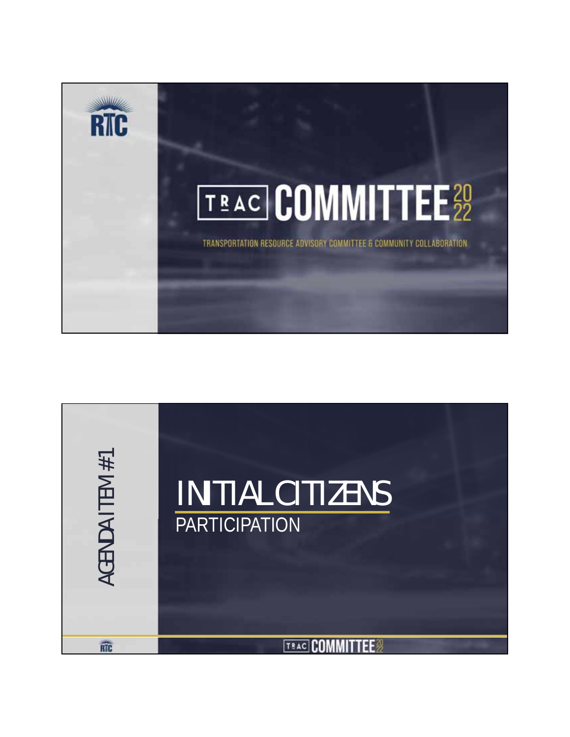RTC

# TRAC COMMITTEE 2022

TRANSPORTATION RESOURCE ADVISORY COMMITTEE & COMMUNITY COLLABORATION

AGENDA ITEM #1

## INITIAL CITIZENS PARTICIPATION

TRAC COMMITTEE 2022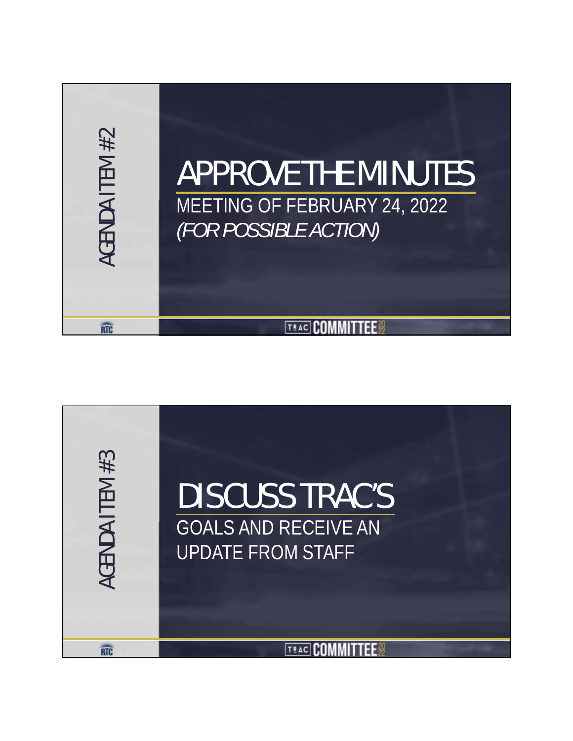## AGENDA ITEM #2

# APPROVE THE MINUTES

MEETING OF FEBRUARY 24, 2022

*(FOR POSSIBLE ACTION)*

RTC

TRAC COMMITTEE

## AGENDA ITEM #3

# DISCUSS TRAC'S

GOALS AND RECEIVE AN UPDATE FROM STAFF

RTC

TRAC COMMITTEE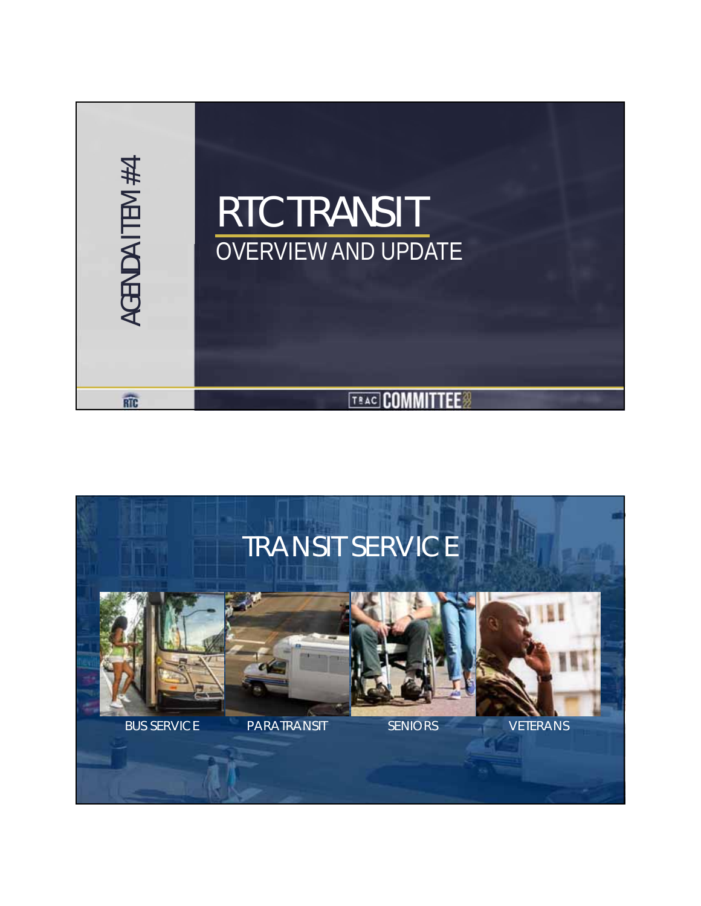AGENDA ITEM #4

# RTC TRANSIT

## OVERVIEW AND UPDATE

TBAC COMMITTEE 2022

# TRANSIT SERVICE

- BUS SERVICE
- PARATRANSIT
- SENIORS
- VETERANS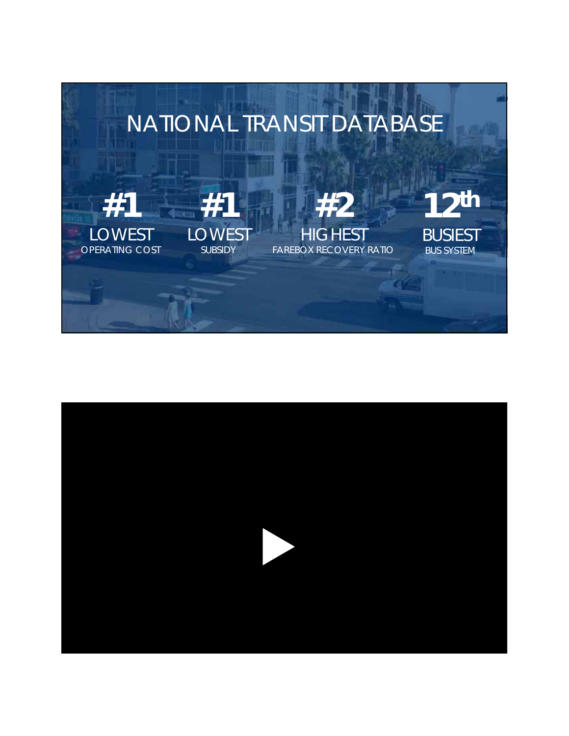# NATIONAL TRANSIT DATABASE

**#1** LOWEST
OPERATING COST

**#1** LOWEST
SUBSIDY

**#2** HIGHEST
FAREBOX RECOVERY RATIO

**12th** BUSIEST
BUS SYSTEM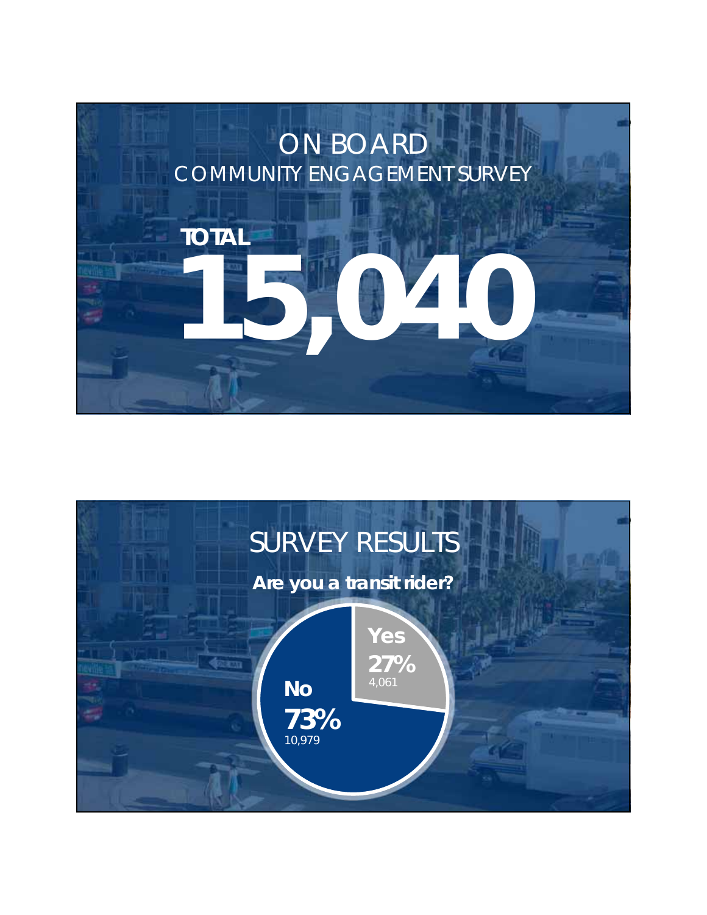# ON BOARD

## COMMUNITY ENGAGEMENT SURVEY

**TOTAL**

# 15,040

# SURVEY RESULTS

**Are you a transit rider?**

- **Yes** 27% (4,061)
- **No** 73% (10,979)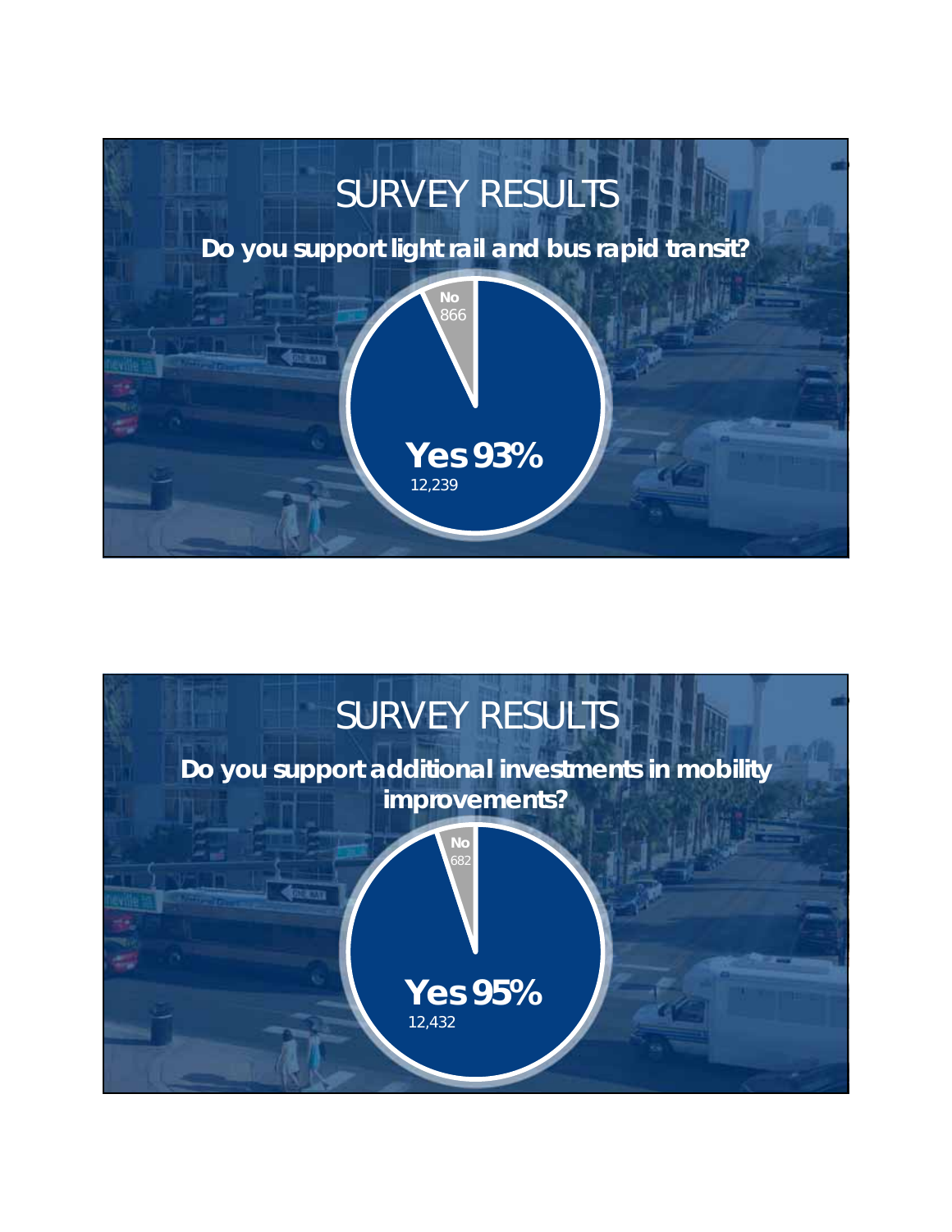# SURVEY RESULTS

**Do you support light rail and bus rapid transit?**

**No**
866

**Yes 93%**
12,239

# SURVEY RESULTS

**Do you support additional investments in mobility improvements?**

**No**
682

**Yes 95%**
12,432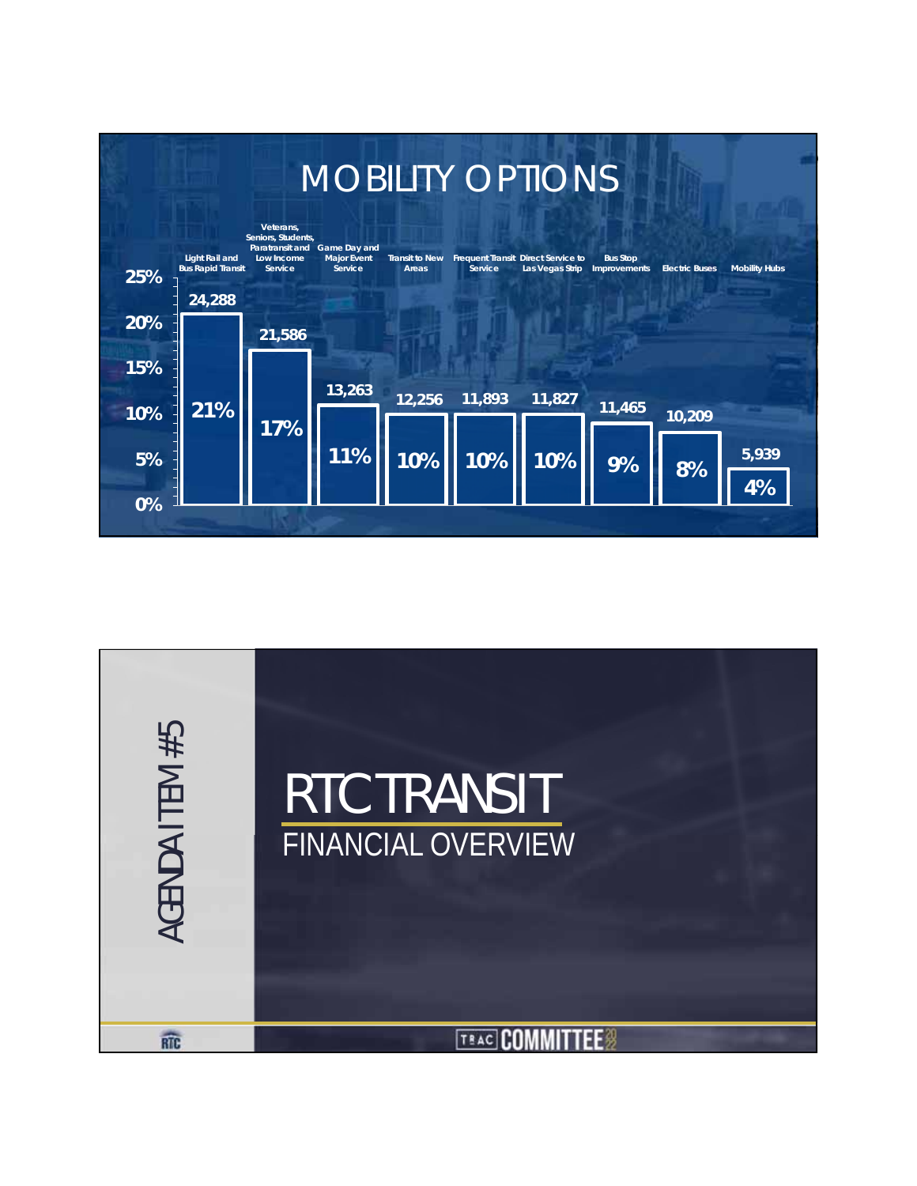# MOBILITY OPTIONS

| Category | Count | Percent |
|---|---|---|
| Light Rail and Bus Rapid Transit | 24,288 | 21% |
| Veterans, Seniors, Students, Paratransit and Low Income Service | 21,586 | 17% |
| Game Day and Major Event Service | 13,263 | 11% |
| Transit to New Areas | 12,256 | 10% |
| Frequent Transit Service | 11,893 | 10% |
| Direct Service to Las Vegas Strip | 11,827 | 10% |
| Bus Stop Improvements | 11,465 | 9% |
| Electric Buses | 10,209 | 8% |
| Mobility Hubs | 5,939 | 4% |

AGENDA ITEM #5

# RTC TRANSIT

## FINANCIAL OVERVIEW

TRAC COMMITTEE 2022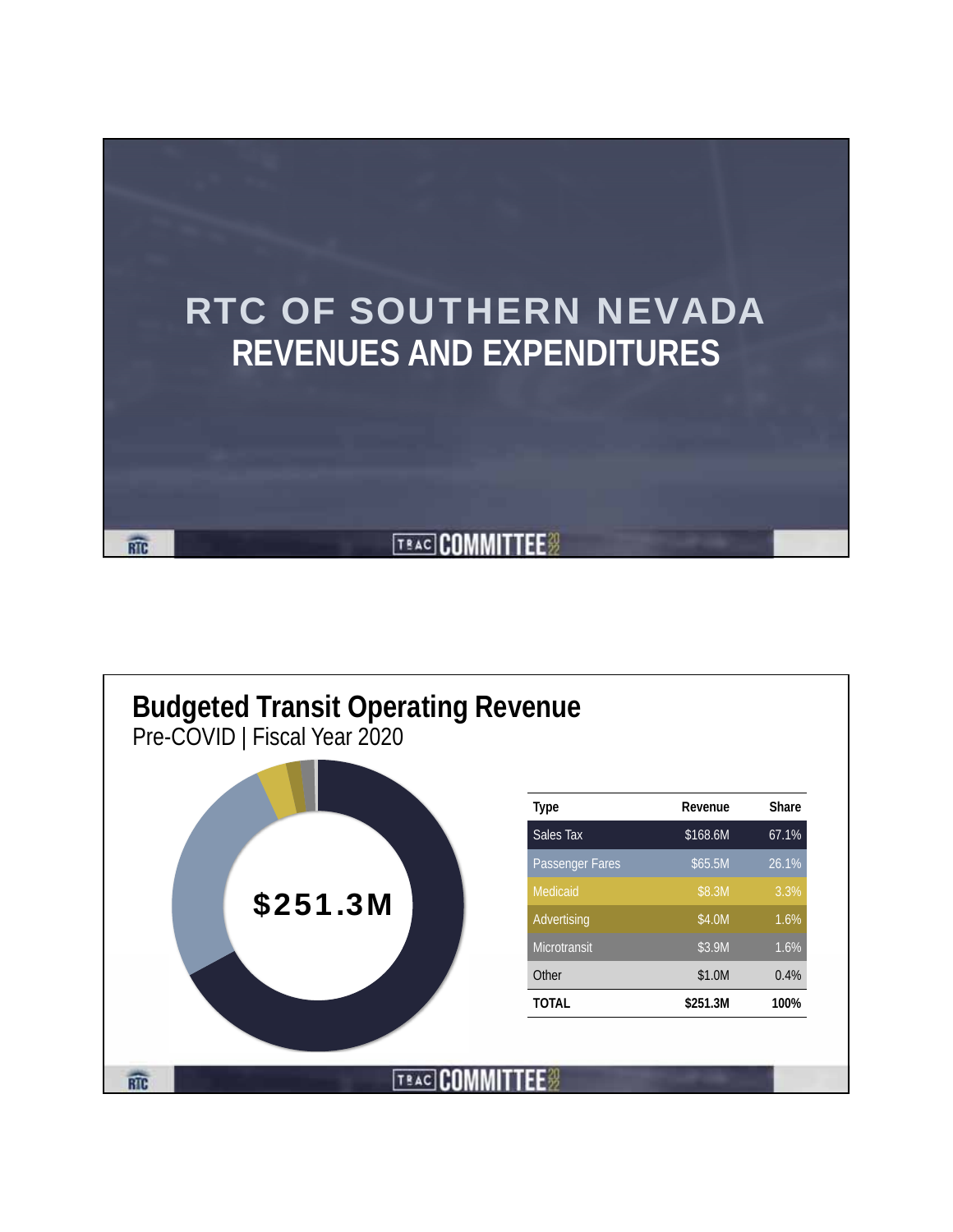# RTC OF SOUTHERN NEVADA
## REVENUES AND EXPENDITURES

# Budgeted Transit Operating Revenue

Pre-COVID | Fiscal Year 2020

$251.3M

| Type | Revenue | Share |
|---|---|---|
| Sales Tax | $168.6M | 67.1% |
| Passenger Fares | $65.5M | 26.1% |
| Medicaid | $8.3M | 3.3% |
| Advertising | $4.0M | 1.6% |
| Microtransit | $3.9M | 1.6% |
| Other | $1.0M | 0.4% |
| **TOTAL** | **$251.3M** | **100%** |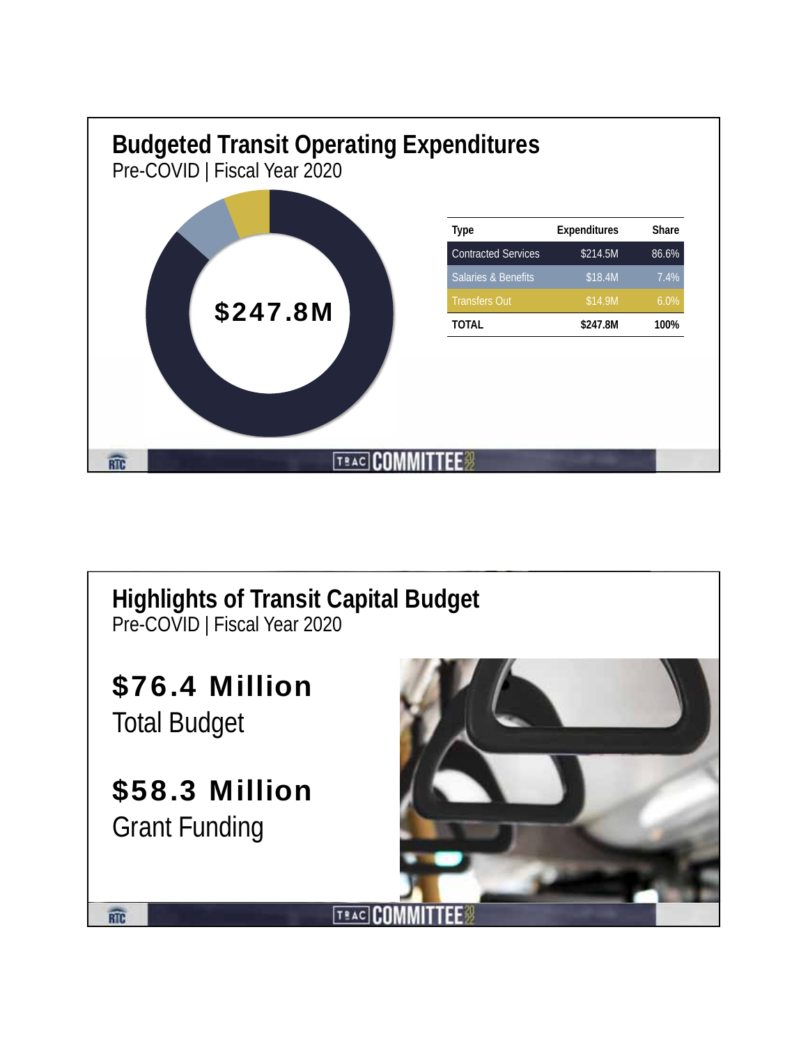# Budgeted Transit Operating Expenditures

Pre-COVID | Fiscal Year 2020

$247.8M

| Type | Expenditures | Share |
|---|---|---|
| Contracted Services | $214.5M | 86.6% |
| Salaries & Benefits | $18.4M | 7.4% |
| Transfers Out | $14.9M | 6.0% |
| **TOTAL** | **$247.8M** | **100%** |

# Highlights of Transit Capital Budget

Pre-COVID | Fiscal Year 2020

**$76.4 Million**

Total Budget

**$58.3 Million**

Grant Funding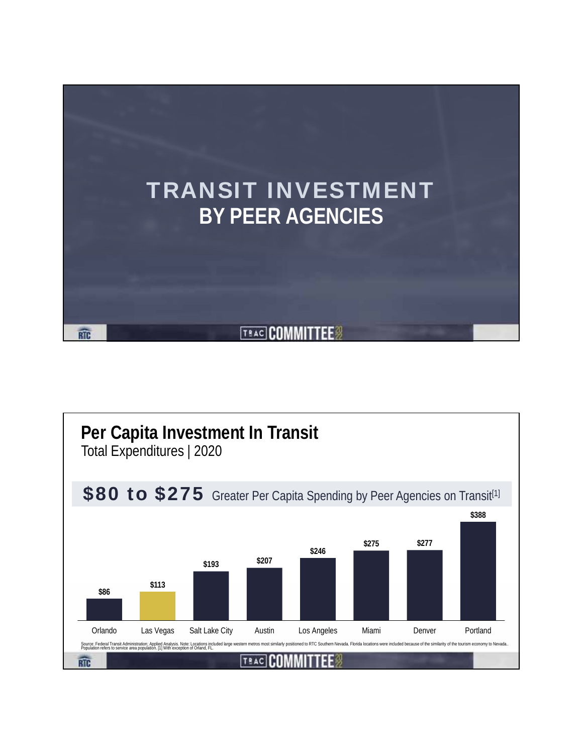# TRANSIT INVESTMENT
## BY PEER AGENCIES

---

# Per Capita Investment In Transit

Total Expenditures | 2020

**$80 to $275** Greater Per Capita Spending by Peer Agencies on Transit[1]

| City | Per Capita Investment |
|---|---|
| Orlando | $86 |
| Las Vegas | $113 |
| Salt Lake City | $193 |
| Austin | $207 |
| Los Angeles | $246 |
| Miami | $275 |
| Denver | $277 |
| Portland | $388 |

Source: Federal Transit Administration; Applied Analysis. Note: Locations included large western metros most similarly positioned to RTC Southern Nevada. Florida locations were included because of the similarity of the tourism economy to Nevada.. Population refers to service area population. [1] With exception of Orland, FL.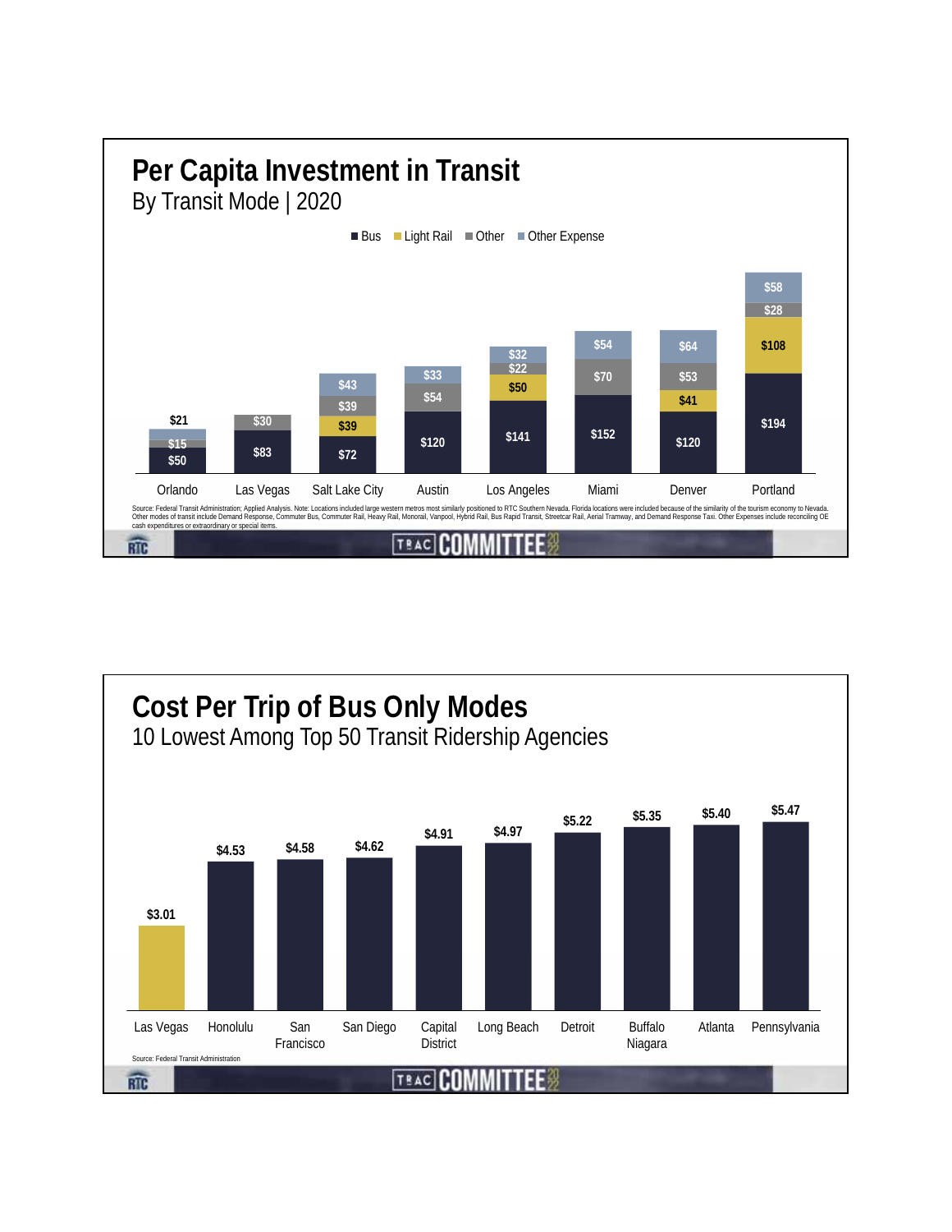# Per Capita Investment in Transit

By Transit Mode | 2020

| City | Bus | Light Rail | Other | Other Expense |
|---|---|---|---|---|
| Orlando | $50 | | $15 | $21 |
| Las Vegas | $83 | | $30 | |
| Salt Lake City | $72 | $39 | $39 | $43 |
| Austin | $120 | | $54 | $33 |
| Los Angeles | $141 | $50 | $22 | $32 |
| Miami | $152 | | $70 | $54 |
| Denver | $120 | $41 | $53 | $64 |
| Portland | $194 | $108 | $28 | $58 |

Source: Federal Transit Administration; Applied Analysis. Note: Locations included large western metros most similarly positioned to RTC Southern Nevada. Florida locations were included because of the similarity of the tourism economy to Nevada. Other modes of transit include Demand Response, Commuter Bus, Commuter Rail, Heavy Rail, Monorail, Vanpool, Hybrid Rail, Bus Rapid Transit, Streetcar Rail, Aerial Tramway, and Demand Response Taxi. Other Expenses include reconciling OE cash expenditures or extraordinary or special items.

# Cost Per Trip of Bus Only Modes

10 Lowest Among Top 50 Transit Ridership Agencies

| Agency | Cost Per Trip |
|---|---|
| Las Vegas | $3.01 |
| Honolulu | $4.53 |
| San Francisco | $4.58 |
| San Diego | $4.62 |
| Capital District | $4.91 |
| Long Beach | $4.97 |
| Detroit | $5.22 |
| Buffalo Niagara | $5.35 |
| Atlanta | $5.40 |
| Pennsylvania | $5.47 |

Source: Federal Transit Administration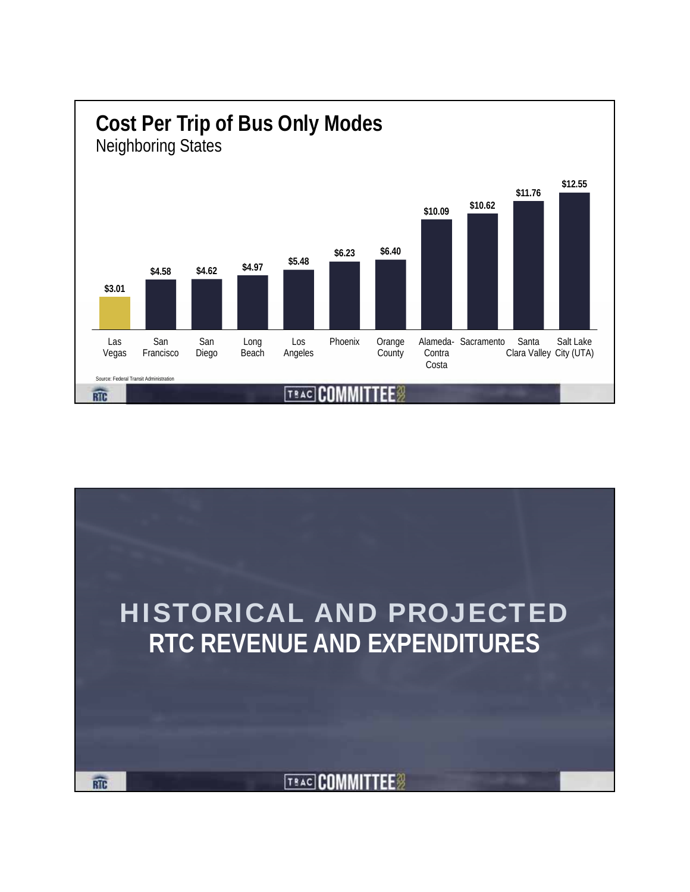## Cost Per Trip of Bus Only Modes

Neighboring States

| Agency | Cost Per Trip |
|---|---|
| Las Vegas | $3.01 |
| San Francisco | $4.58 |
| San Diego | $4.62 |
| Long Beach | $4.97 |
| Los Angeles | $5.48 |
| Phoenix | $6.23 |
| Orange County | $6.40 |
| Alameda-Contra Costa | $10.09 |
| Sacramento | $10.62 |
| Santa Clara Valley | $11.76 |
| Salt Lake City (UTA) | $12.55 |

Source: Federal Transit Administration

TRAC COMMITTEE 2022

---

## HISTORICAL AND PROJECTED RTC REVENUE AND EXPENDITURES

TRAC COMMITTEE 2022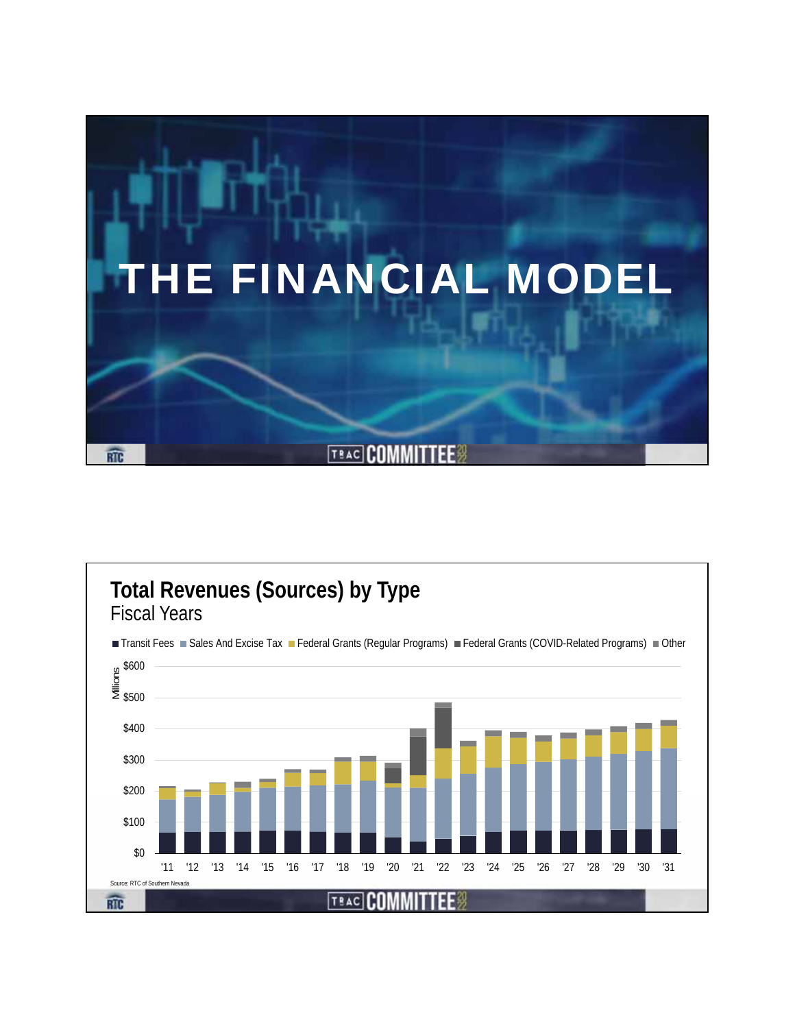# THE FINANCIAL MODEL

## Total Revenues (Sources) by Type

Fiscal Years

■ Transit Fees ■ Sales And Excise Tax ■ Federal Grants (Regular Programs) ■ Federal Grants (COVID-Related Programs) ■ Other

Millions: $0, $100, $200, $300, $400, $500, $600

'11 '12 '13 '14 '15 '16 '17 '18 '19 '20 '21 '22 '23 '24 '25 '26 '27 '28 '29 '30 '31

Source: RTC of Southern Nevada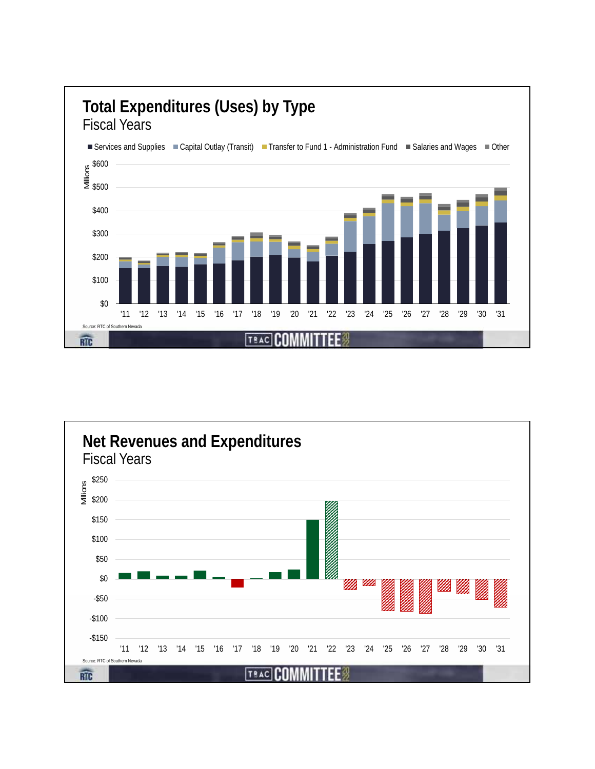## Total Expenditures (Uses) by Type

Fiscal Years

■ Services and Supplies ■ Capital Outlay (Transit) ■ Transfer to Fund 1 - Administration Fund ■ Salaries and Wages ■ Other

Millions

$600
$500
$400
$300
$200
$100
$0

'11 '12 '13 '14 '15 '16 '17 '18 '19 '20 '21 '22 '23 '24 '25 '26 '27 '28 '29 '30 '31

Source: RTC of Southern Nevada

RTC TRAC COMMITTEE 22

## Net Revenues and Expenditures

Fiscal Years

Millions

$250
$200
$150
$100
$50
$0
-$50
-$100
-$150

'11 '12 '13 '14 '15 '16 '17 '18 '19 '20 '21 '22 '23 '24 '25 '26 '27 '28 '29 '30 '31

Source: RTC of Southern Nevada

RTC TRAC COMMITTEE 22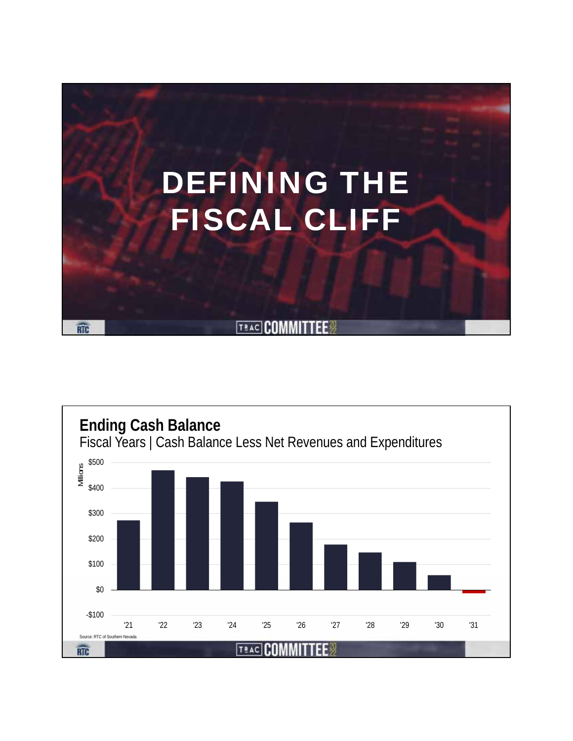# DEFINING THE FISCAL CLIFF

## Ending Cash Balance

Fiscal Years | Cash Balance Less Net Revenues and Expenditures

Millions

$500

$400

$300

$200

$100

$0

-$100

'21 '22 '23 '24 '25 '26 '27 '28 '29 '30 '31

Source: RTC of Southern Nevada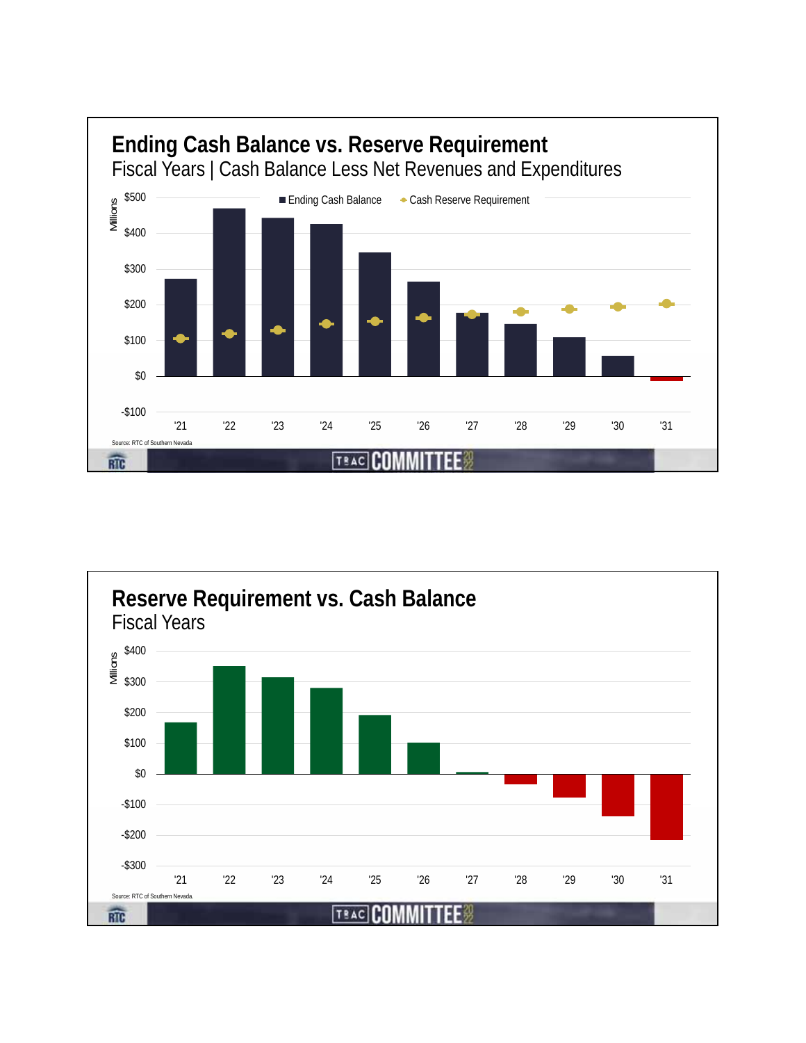## Ending Cash Balance vs. Reserve Requirement

Fiscal Years | Cash Balance Less Net Revenues and Expenditures

Millions

■ Ending Cash Balance ◆ Cash Reserve Requirement

$500
$400
$300
$200
$100
$0
-$100

'21 '22 '23 '24 '25 '26 '27 '28 '29 '30 '31

Source: RTC of Southern Nevada

## Reserve Requirement vs. Cash Balance

Fiscal Years

Millions

$400
$300
$200
$100
$0
-$100
-$200
-$300

'21 '22 '23 '24 '25 '26 '27 '28 '29 '30 '31

Source: RTC of Southern Nevada.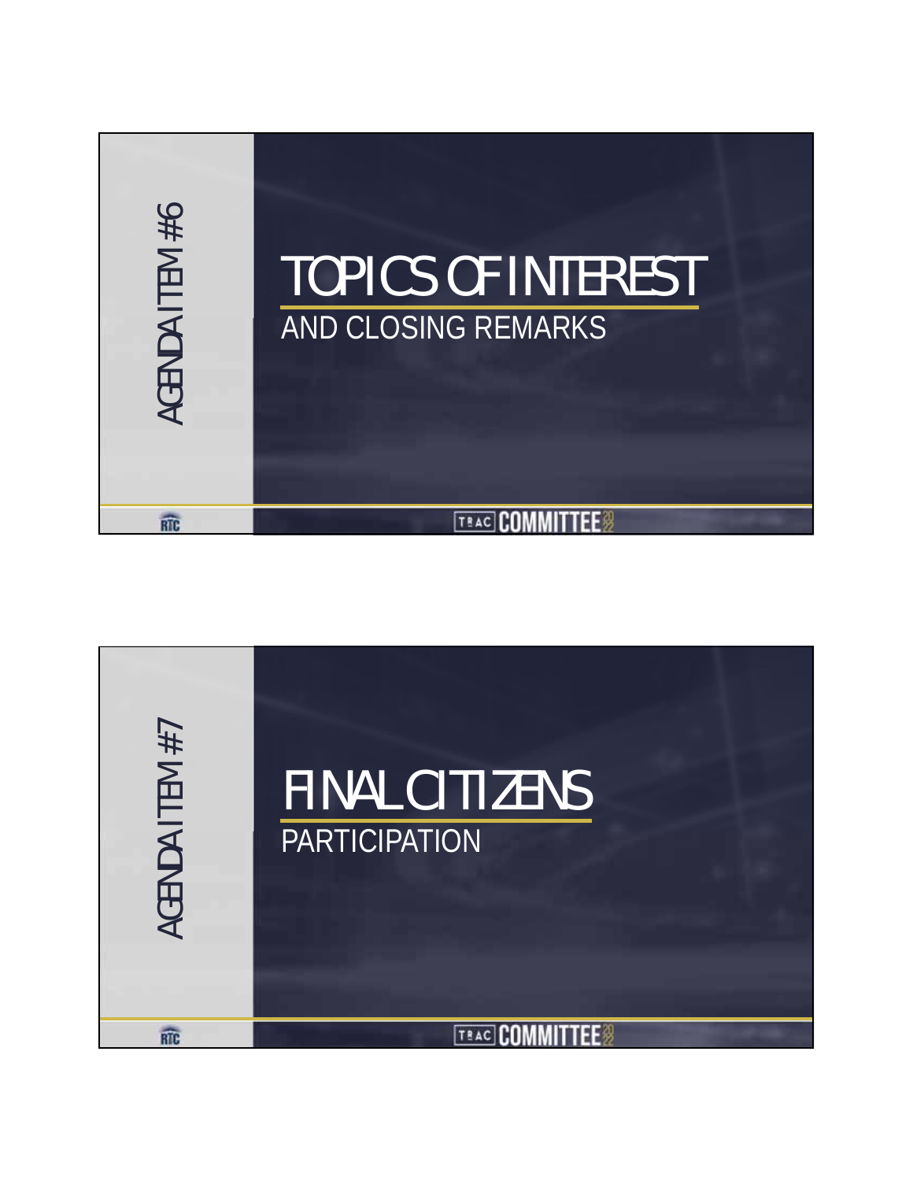AGENDA ITEM #6

# TOPICS OF INTEREST

AND CLOSING REMARKS

RTC

TBAC COMMITTEE

AGENDA ITEM #7

# FINAL CITIZENS

PARTICIPATION

RTC

TBAC COMMITTEE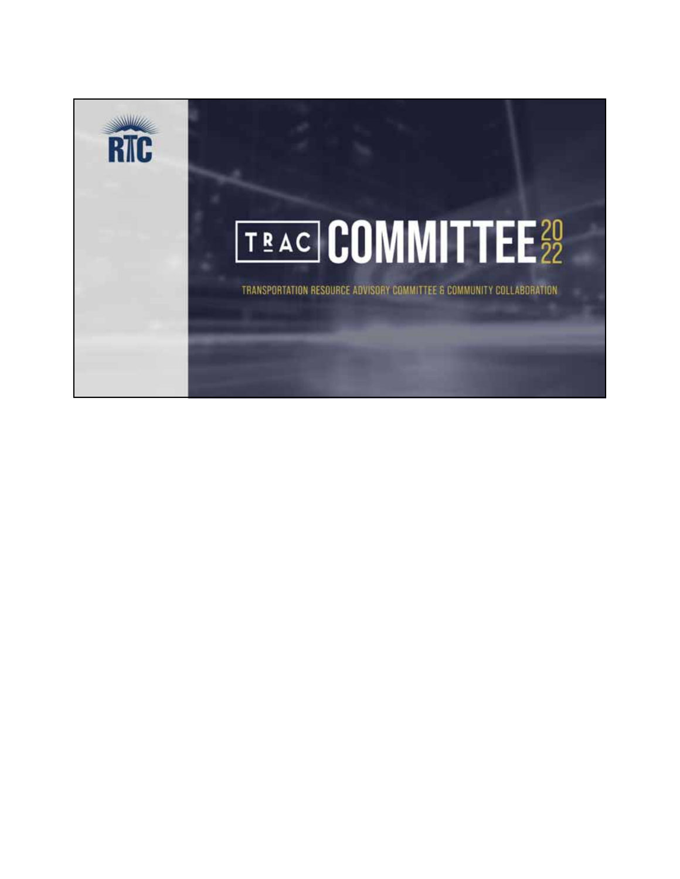RTC

TRAC COMMITTEE 2022

TRANSPORTATION RESOURCE ADVISORY COMMITTEE & COMMUNITY COLLABORATION